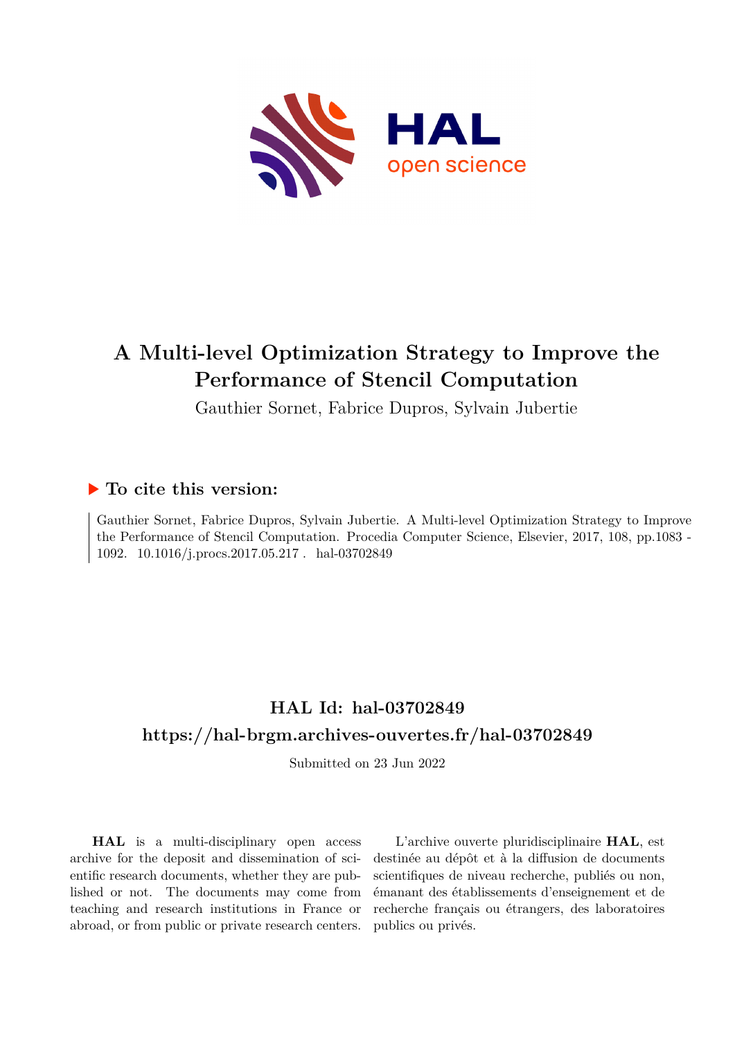# A Multi-level Optimization Strategy to Improve the Performance of Stencil Computation

Gauthier Sornet, Fabrice Dupros, Sylvain Jubertie

## ▶ To cite this version:

Gauthier Sornet, Fabrice Dupros, Sylvain Jubertie. A Multi-level Optimization Strategy to Improve the Performance of Stencil Computation. Procedia Computer Science, Elsevier, 2017, 108, pp.1083 - 1092. 10.1016/j.procs.2017.05.217 . hal-03702849

## HAL Id: hal-03702849

## https://hal-brgm.archives-ouvertes.fr/hal-03702849

Submitted on 23 Jun 2022

**HAL** is a multi-disciplinary open access archive for the deposit and dissemination of scientific research documents, whether they are published or not. The documents may come from teaching and research institutions in France or abroad, or from public or private research centers.

L'archive ouverte pluridisciplinaire **HAL**, est destinée au dépôt et à la diffusion de documents scientifiques de niveau recherche, publiés ou non, émanant des établissements d'enseignement et de recherche français ou étrangers, des laboratoires publics ou privés.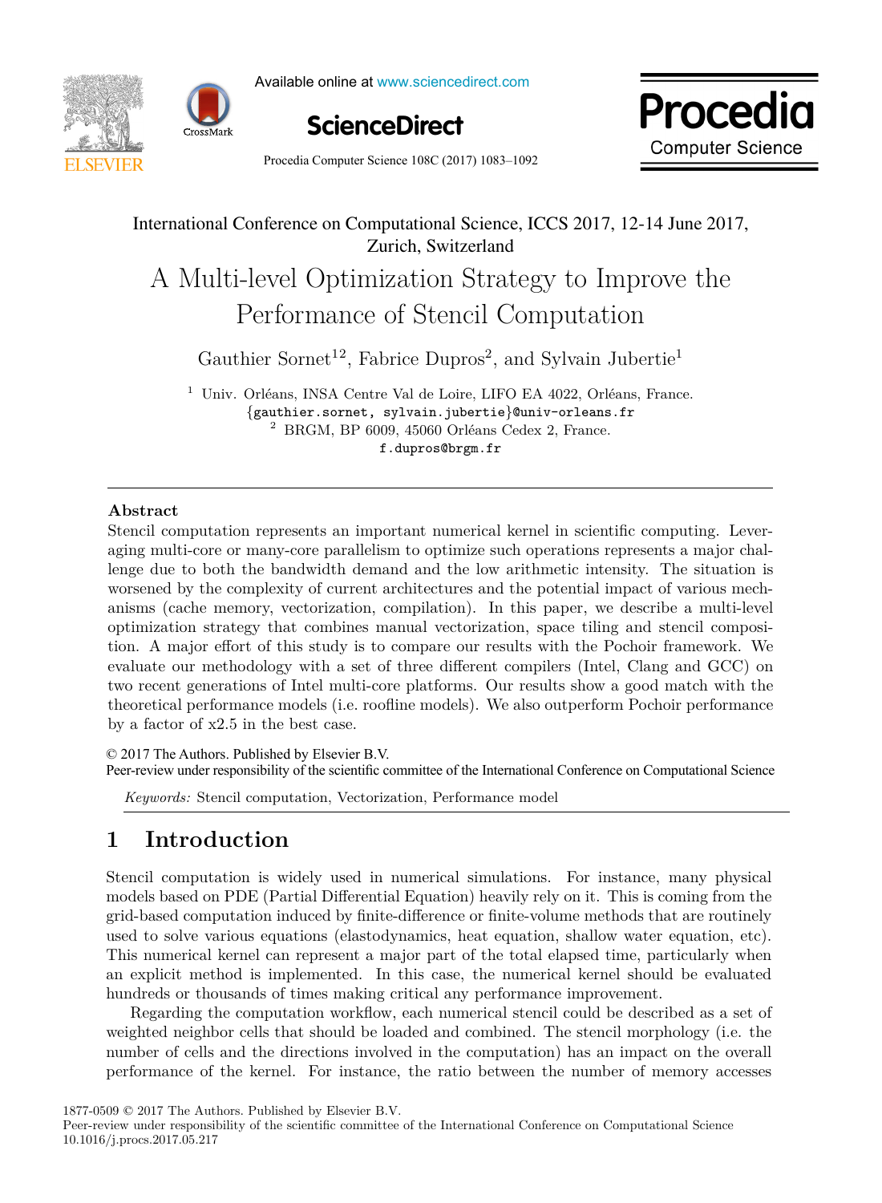International Conference on Computational Science, ICCS 2017, 12-14 June 2017, Zurich, Switzerland

# A Multi-level Optimization Strategy to Improve the Performance of Stencil Computation

Gauthier Sornet[1,2], Fabrice Dupros[2], and Sylvain Jubertie[1]

[1] Univ. Orléans, INSA Centre Val de Loire, LIFO EA 4022, Orléans, France.
{gauthier.sornet, sylvain.jubertie}@univ-orleans.fr
[2] BRGM, BP 6009, 45060 Orléans Cedex 2, France.
f.dupros@brgm.fr

## Abstract

Stencil computation represents an important numerical kernel in scientific computing. Leveraging multi-core or many-core parallelism to optimize such operations represents a major challenge due to both the bandwidth demand and the low arithmetic intensity. The situation is worsened by the complexity of current architectures and the potential impact of various mechanisms (cache memory, vectorization, compilation). In this paper, we describe a multi-level optimization strategy that combines manual vectorization, space tiling and stencil composition. A major effort of this study is to compare our results with the Pochoir framework. We evaluate our methodology with a set of three different compilers (Intel, Clang and GCC) on two recent generations of Intel multi-core platforms. Our results show a good match with the theoretical performance models (i.e. roofline models). We also outperform Pochoir performance by a factor of x2.5 in the best case.

© 2017 The Authors. Published by Elsevier B.V.
Peer-review under responsibility of the scientific committee of the International Conference on Computational Science

*Keywords:* Stencil computation, Vectorization, Performance model

## 1 Introduction

Stencil computation is widely used in numerical simulations. For instance, many physical models based on PDE (Partial Differential Equation) heavily rely on it. This is coming from the grid-based computation induced by finite-difference or finite-volume methods that are routinely used to solve various equations (elastodynamics, heat equation, shallow water equation, etc). This numerical kernel can represent a major part of the total elapsed time, particularly when an explicit method is implemented. In this case, the numerical kernel should be evaluated hundreds or thousands of times making critical any performance improvement.

Regarding the computation workflow, each numerical stencil could be described as a set of weighted neighbor cells that should be loaded and combined. The stencil morphology (i.e. the number of cells and the directions involved in the computation) has an impact on the overall performance of the kernel. For instance, the ratio between the number of memory accesses

1877-0509 © 2017 The Authors. Published by Elsevier B.V.
Peer-review under responsibility of the scientific committee of the International Conference on Computational Science
10.1016/j.procs.2017.05.217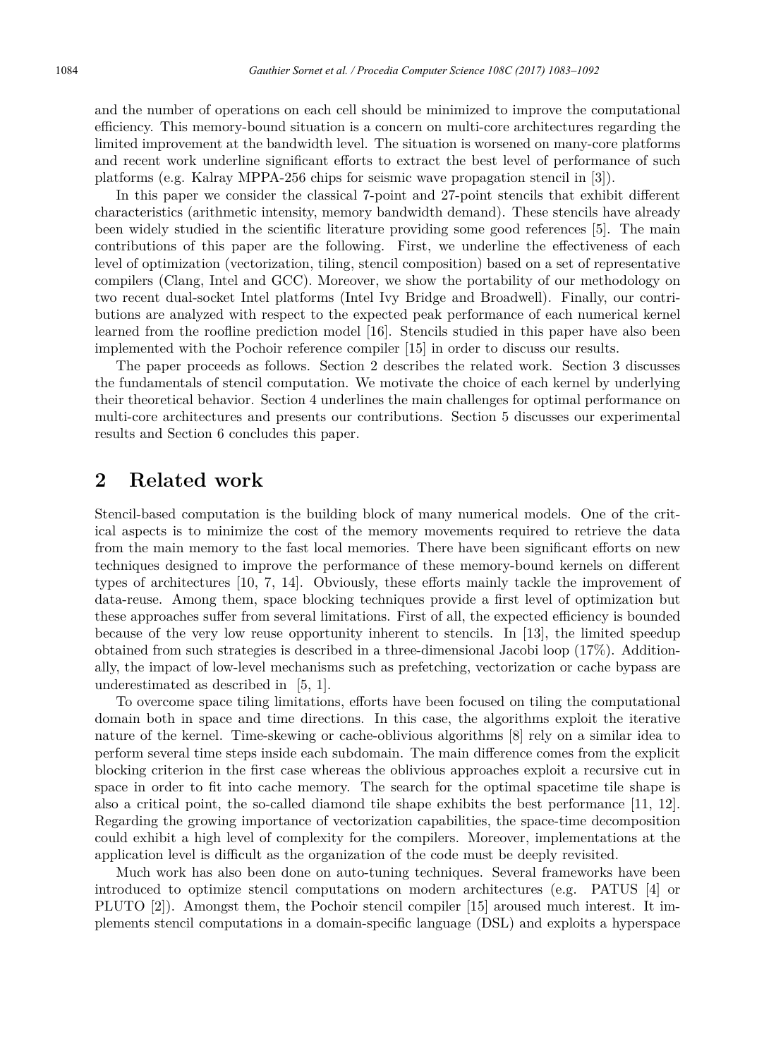and the number of operations on each cell should be minimized to improve the computational efficiency. This memory-bound situation is a concern on multi-core architectures regarding the limited improvement at the bandwidth level. The situation is worsened on many-core platforms and recent work underline significant efforts to extract the best level of performance of such platforms (e.g. Kalray MPPA-256 chips for seismic wave propagation stencil in [3]).

In this paper we consider the classical 7-point and 27-point stencils that exhibit different characteristics (arithmetic intensity, memory bandwidth demand). These stencils have already been widely studied in the scientific literature providing some good references [5]. The main contributions of this paper are the following. First, we underline the effectiveness of each level of optimization (vectorization, tiling, stencil composition) based on a set of representative compilers (Clang, Intel and GCC). Moreover, we show the portability of our methodology on two recent dual-socket Intel platforms (Intel Ivy Bridge and Broadwell). Finally, our contributions are analyzed with respect to the expected peak performance of each numerical kernel learned from the roofline prediction model [16]. Stencils studied in this paper have also been implemented with the Pochoir reference compiler [15] in order to discuss our results.

The paper proceeds as follows. Section 2 describes the related work. Section 3 discusses the fundamentals of stencil computation. We motivate the choice of each kernel by underlying their theoretical behavior. Section 4 underlines the main challenges for optimal performance on multi-core architectures and presents our contributions. Section 5 discusses our experimental results and Section 6 concludes this paper.

## 2 Related work

Stencil-based computation is the building block of many numerical models. One of the critical aspects is to minimize the cost of the memory movements required to retrieve the data from the main memory to the fast local memories. There have been significant efforts on new techniques designed to improve the performance of these memory-bound kernels on different types of architectures [10, 7, 14]. Obviously, these efforts mainly tackle the improvement of data-reuse. Among them, space blocking techniques provide a first level of optimization but these approaches suffer from several limitations. First of all, the expected efficiency is bounded because of the very low reuse opportunity inherent to stencils. In [13], the limited speedup obtained from such strategies is described in a three-dimensional Jacobi loop (17%). Additionally, the impact of low-level mechanisms such as prefetching, vectorization or cache bypass are underestimated as described in [5, 1].

To overcome space tiling limitations, efforts have been focused on tiling the computational domain both in space and time directions. In this case, the algorithms exploit the iterative nature of the kernel. Time-skewing or cache-oblivious algorithms [8] rely on a similar idea to perform several time steps inside each subdomain. The main difference comes from the explicit blocking criterion in the first case whereas the oblivious approaches exploit a recursive cut in space in order to fit into cache memory. The search for the optimal spacetime tile shape is also a critical point, the so-called diamond tile shape exhibits the best performance [11, 12]. Regarding the growing importance of vectorization capabilities, the space-time decomposition could exhibit a high level of complexity for the compilers. Moreover, implementations at the application level is difficult as the organization of the code must be deeply revisited.

Much work has also been done on auto-tuning techniques. Several frameworks have been introduced to optimize stencil computations on modern architectures (e.g. PATUS [4] or PLUTO [2]). Amongst them, the Pochoir stencil compiler [15] aroused much interest. It implements stencil computations in a domain-specific language (DSL) and exploits a hyperspace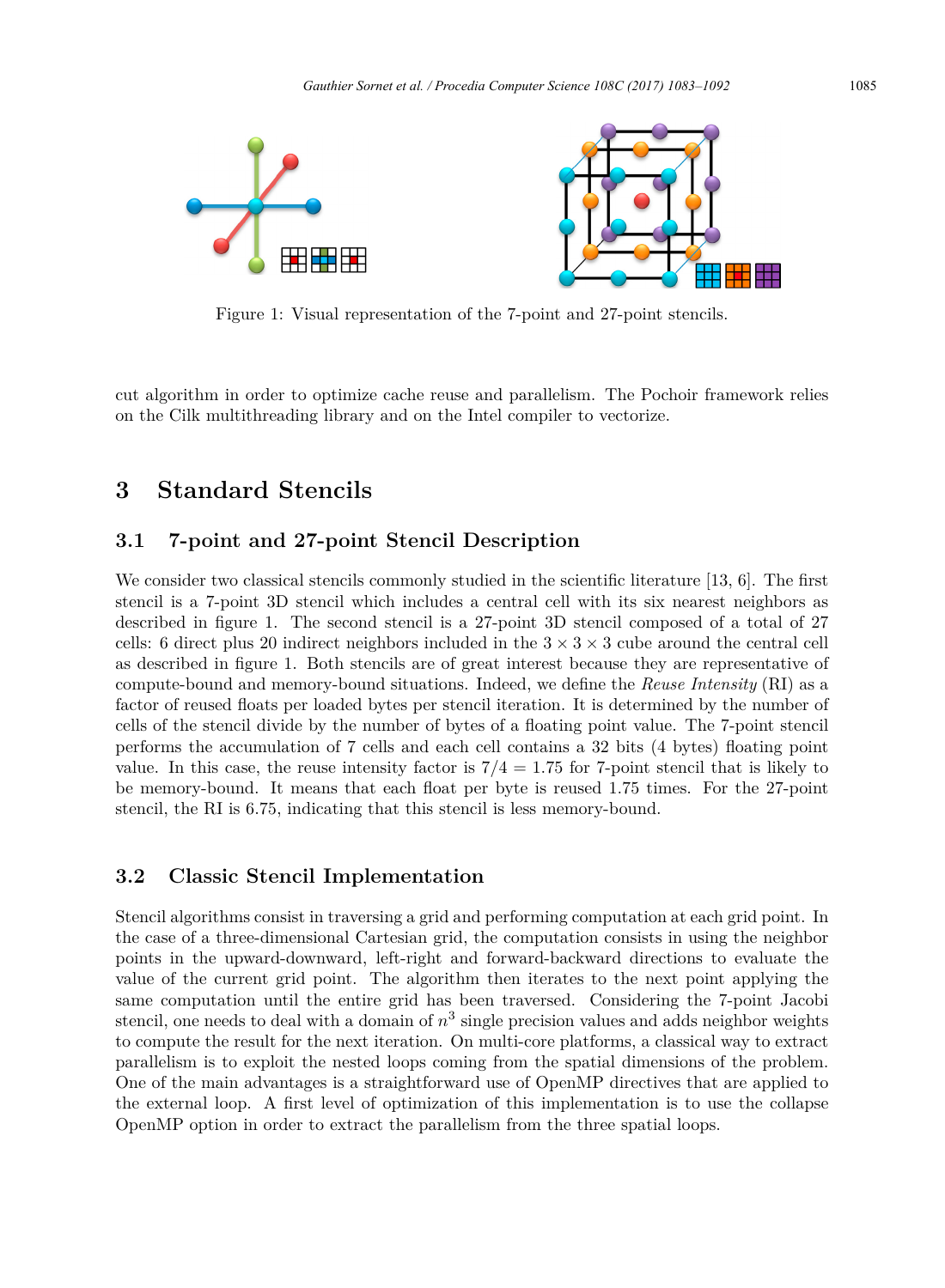Figure 1: Visual representation of the 7-point and 27-point stencils.

cut algorithm in order to optimize cache reuse and parallelism. The Pochoir framework relies on the Cilk multithreading library and on the Intel compiler to vectorize.

# 3 Standard Stencils

## 3.1 7-point and 27-point Stencil Description

We consider two classical stencils commonly studied in the scientific literature [13, 6]. The first stencil is a 7-point 3D stencil which includes a central cell with its six nearest neighbors as described in figure 1. The second stencil is a 27-point 3D stencil composed of a total of 27 cells: 6 direct plus 20 indirect neighbors included in the $3 \times 3 \times 3$ cube around the central cell as described in figure 1. Both stencils are of great interest because they are representative of compute-bound and memory-bound situations. Indeed, we define the *Reuse Intensity* (RI) as a factor of reused floats per loaded bytes per stencil iteration. It is determined by the number of cells of the stencil divide by the number of bytes of a floating point value. The 7-point stencil performs the accumulation of 7 cells and each cell contains a 32 bits (4 bytes) floating point value. In this case, the reuse intensity factor is $7/4 = 1.75$ for 7-point stencil that is likely to be memory-bound. It means that each float per byte is reused 1.75 times. For the 27-point stencil, the RI is 6.75, indicating that this stencil is less memory-bound.

## 3.2 Classic Stencil Implementation

Stencil algorithms consist in traversing a grid and performing computation at each grid point. In the case of a three-dimensional Cartesian grid, the computation consists in using the neighbor points in the upward-downward, left-right and forward-backward directions to evaluate the value of the current grid point. The algorithm then iterates to the next point applying the same computation until the entire grid has been traversed. Considering the 7-point Jacobi stencil, one needs to deal with a domain of $n^3$ single precision values and adds neighbor weights to compute the result for the next iteration. On multi-core platforms, a classical way to extract parallelism is to exploit the nested loops coming from the spatial dimensions of the problem. One of the main advantages is a straightforward use of OpenMP directives that are applied to the external loop. A first level of optimization of this implementation is to use the collapse OpenMP option in order to extract the parallelism from the three spatial loops.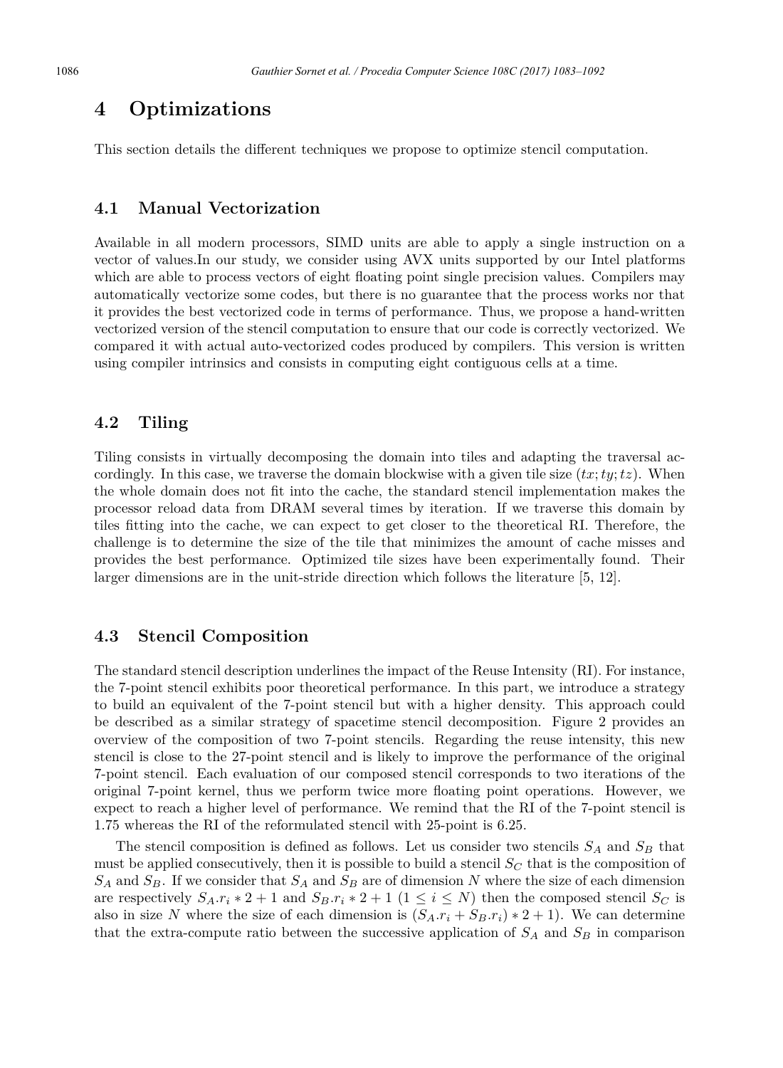## 4 Optimizations

This section details the different techniques we propose to optimize stencil computation.

### 4.1 Manual Vectorization

Available in all modern processors, SIMD units are able to apply a single instruction on a vector of values.In our study, we consider using AVX units supported by our Intel platforms which are able to process vectors of eight floating point single precision values. Compilers may automatically vectorize some codes, but there is no guarantee that the process works nor that it provides the best vectorized code in terms of performance. Thus, we propose a hand-written vectorized version of the stencil computation to ensure that our code is correctly vectorized. We compared it with actual auto-vectorized codes produced by compilers. This version is written using compiler intrinsics and consists in computing eight contiguous cells at a time.

### 4.2 Tiling

Tiling consists in virtually decomposing the domain into tiles and adapting the traversal accordingly. In this case, we traverse the domain blockwise with a given tile size $(tx; ty; tz)$. When the whole domain does not fit into the cache, the standard stencil implementation makes the processor reload data from DRAM several times by iteration. If we traverse this domain by tiles fitting into the cache, we can expect to get closer to the theoretical RI. Therefore, the challenge is to determine the size of the tile that minimizes the amount of cache misses and provides the best performance. Optimized tile sizes have been experimentally found. Their larger dimensions are in the unit-stride direction which follows the literature [5, 12].

### 4.3 Stencil Composition

The standard stencil description underlines the impact of the Reuse Intensity (RI). For instance, the 7-point stencil exhibits poor theoretical performance. In this part, we introduce a strategy to build an equivalent of the 7-point stencil but with a higher density. This approach could be described as a similar strategy of spacetime stencil decomposition. Figure 2 provides an overview of the composition of two 7-point stencils. Regarding the reuse intensity, this new stencil is close to the 27-point stencil and is likely to improve the performance of the original 7-point stencil. Each evaluation of our composed stencil corresponds to two iterations of the original 7-point kernel, thus we perform twice more floating point operations. However, we expect to reach a higher level of performance. We remind that the RI of the 7-point stencil is 1.75 whereas the RI of the reformulated stencil with 25-point is 6.25.

The stencil composition is defined as follows. Let us consider two stencils $S_A$ and $S_B$ that must be applied consecutively, then it is possible to build a stencil $S_C$ that is the composition of $S_A$ and $S_B$. If we consider that $S_A$ and $S_B$ are of dimension $N$ where the size of each dimension are respectively $S_A.r_i * 2 + 1$ and $S_B.r_i * 2 + 1$ $(1 \leq i \leq N)$ then the composed stencil $S_C$ is also in size $N$ where the size of each dimension is $(S_A.r_i + S_B.r_i) * 2 + 1)$. We can determine that the extra-compute ratio between the successive application of $S_A$ and $S_B$ in comparison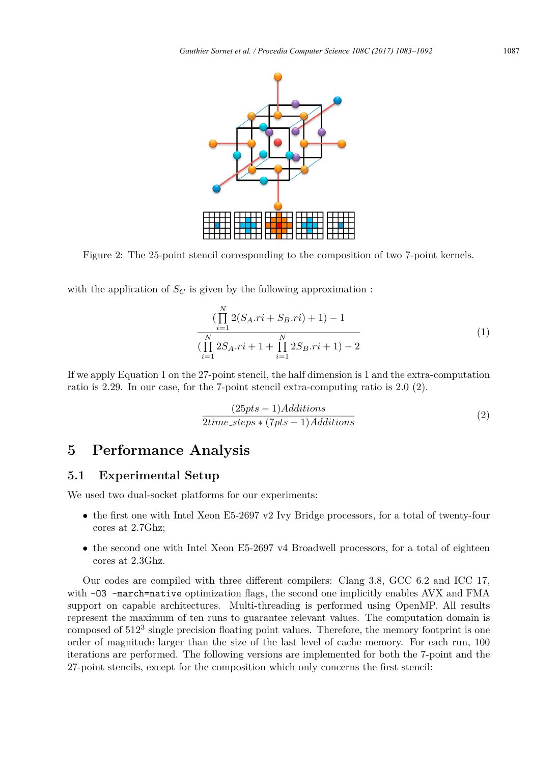Figure 2: The 25-point stencil corresponding to the composition of two 7-point kernels.

with the application of $S_C$ is given by the following approximation :

$$\frac{(\prod_{i=1}^{N} 2(S_A.ri + S_B.ri) + 1) - 1}{(\prod_{i=1}^{N} 2S_A.ri + 1 + \prod_{i=1}^{N} 2S_B.ri + 1) - 2} \tag{1}$$

If we apply Equation 1 on the 27-point stencil, the half dimension is 1 and the extra-computation ratio is 2.29. In our case, for the 7-point stencil extra-computing ratio is 2.0 (2).

$$\frac{(25pts - 1)Additions}{2time\_steps * (7pts - 1)Additions} \tag{2}$$

# 5 Performance Analysis

## 5.1 Experimental Setup

We used two dual-socket platforms for our experiments:

- the first one with Intel Xeon E5-2697 v2 Ivy Bridge processors, for a total of twenty-four cores at 2.7Ghz;
- the second one with Intel Xeon E5-2697 v4 Broadwell processors, for a total of eighteen cores at 2.3Ghz.

Our codes are compiled with three different compilers: Clang 3.8, GCC 6.2 and ICC 17, with `-O3 -march=native` optimization flags, the second one implicitly enables AVX and FMA support on capable architectures. Multi-threading is performed using OpenMP. All results represent the maximum of ten runs to guarantee relevant values. The computation domain is composed of $512^3$ single precision floating point values. Therefore, the memory footprint is one order of magnitude larger than the size of the last level of cache memory. For each run, 100 iterations are performed. The following versions are implemented for both the 7-point and the 27-point stencils, except for the composition which only concerns the first stencil: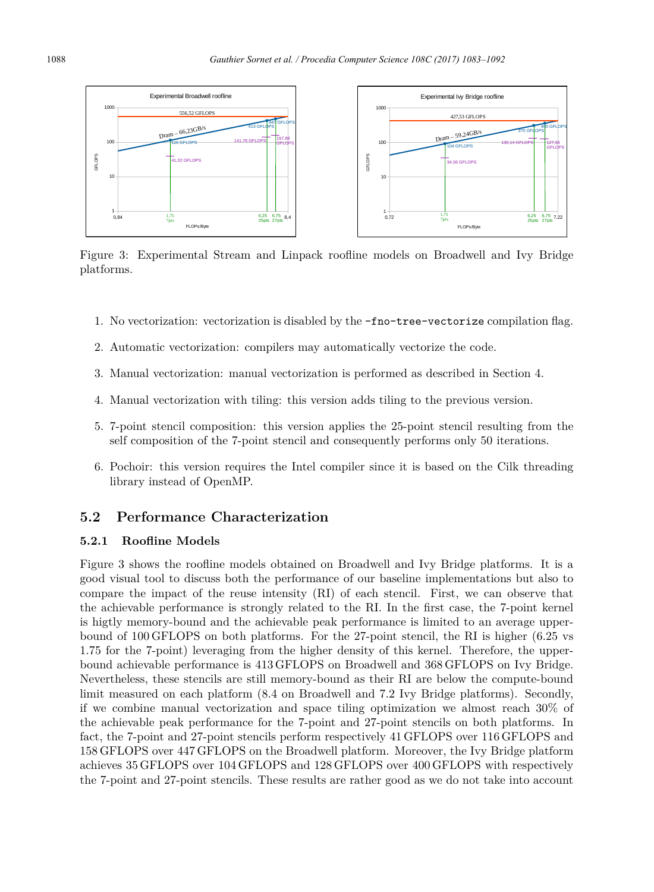Figure 3: Experimental Stream and Linpack roofline models on Broadwell and Ivy Bridge platforms.

1. No vectorization: vectorization is disabled by the `-fno-tree-vectorize` compilation flag.
2. Automatic vectorization: compilers may automatically vectorize the code.
3. Manual vectorization: manual vectorization is performed as described in Section 4.
4. Manual vectorization with tiling: this version adds tiling to the previous version.
5. 7-point stencil composition: this version applies the 25-point stencil resulting from the self composition of the 7-point stencil and consequently performs only 50 iterations.
6. Pochoir: this version requires the Intel compiler since it is based on the Cilk threading library instead of OpenMP.

## 5.2 Performance Characterization

### 5.2.1 Roofline Models

Figure 3 shows the roofline models obtained on Broadwell and Ivy Bridge platforms. It is a good visual tool to discuss both the performance of our baseline implementations but also to compare the impact of the reuse intensity (RI) of each stencil. First, we can observe that the achievable performance is strongly related to the RI. In the first case, the 7-point kernel is higtly memory-bound and the achievable peak performance is limited to an average upper-bound of 100 GFLOPS on both platforms. For the 27-point stencil, the RI is higher (6.25 vs 1.75 for the 7-point) leveraging from the higher density of this kernel. Therefore, the upper-bound achievable performance is 413 GFLOPS on Broadwell and 368 GFLOPS on Ivy Bridge. Nevertheless, these stencils are still memory-bound as their RI are below the compute-bound limit measured on each platform (8.4 on Broadwell and 7.2 Ivy Bridge platforms). Secondly, if we combine manual vectorization and space tiling optimization we almost reach 30% of the achievable peak performance for the 7-point and 27-point stencils on both platforms. In fact, the 7-point and 27-point stencils perform respectively 41 GFLOPS over 116 GFLOPS and 158 GFLOPS over 447 GFLOPS on the Broadwell platform. Moreover, the Ivy Bridge platform achieves 35 GFLOPS over 104 GFLOPS and 128 GFLOPS over 400 GFLOPS with respectively the 7-point and 27-point stencils. These results are rather good as we do not take into account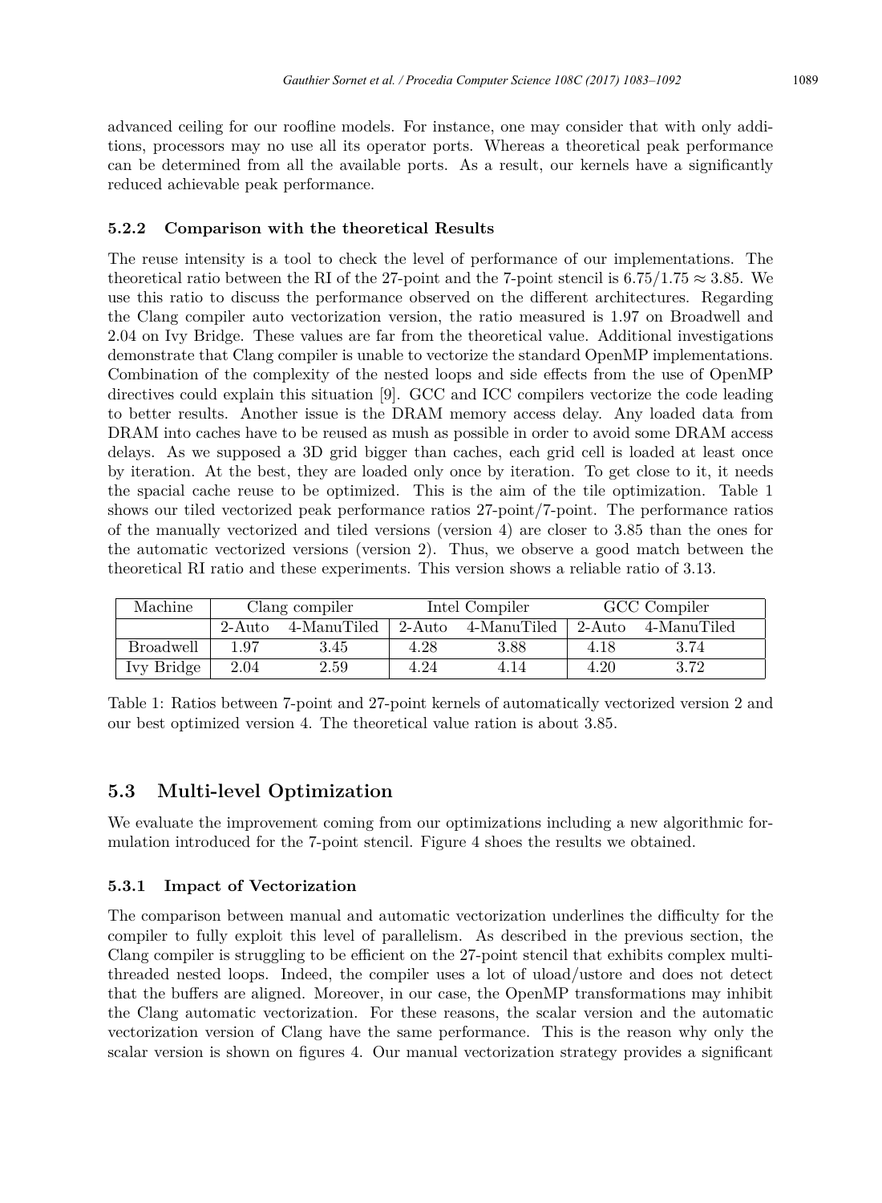advanced ceiling for our roofline models. For instance, one may consider that with only additions, processors may no use all its operator ports. Whereas a theoretical peak performance can be determined from all the available ports. As a result, our kernels have a significantly reduced achievable peak performance.

### 5.2.2 Comparison with the theoretical Results

The reuse intensity is a tool to check the level of performance of our implementations. The theoretical ratio between the RI of the 27-point and the 7-point stencil is $6.75/1.75 \approx 3.85$. We use this ratio to discuss the performance observed on the different architectures. Regarding the Clang compiler auto vectorization version, the ratio measured is 1.97 on Broadwell and 2.04 on Ivy Bridge. These values are far from the theoretical value. Additional investigations demonstrate that Clang compiler is unable to vectorize the standard OpenMP implementations. Combination of the complexity of the nested loops and side effects from the use of OpenMP directives could explain this situation [9]. GCC and ICC compilers vectorize the code leading to better results. Another issue is the DRAM memory access delay. Any loaded data from DRAM into caches have to be reused as mush as possible in order to avoid some DRAM access delays. As we supposed a 3D grid bigger than caches, each grid cell is loaded at least once by iteration. At the best, they are loaded only once by iteration. To get close to it, it needs the spacial cache reuse to be optimized. This is the aim of the tile optimization. Table 1 shows our tiled vectorized peak performance ratios 27-point/7-point. The performance ratios of the manually vectorized and tiled versions (version 4) are closer to 3.85 than the ones for the automatic vectorized versions (version 2). Thus, we observe a good match between the theoretical RI ratio and these experiments. This version shows a reliable ratio of 3.13.

| Machine | Clang compiler | | Intel Compiler | | GCC Compiler | |
|---|---|---|---|---|---|---|
| | 2-Auto | 4-ManuTiled | 2-Auto | 4-ManuTiled | 2-Auto | 4-ManuTiled |
| Broadwell | 1.97 | 3.45 | 4.28 | 3.88 | 4.18 | 3.74 |
| Ivy Bridge | 2.04 | 2.59 | 4.24 | 4.14 | 4.20 | 3.72 |

Table 1: Ratios between 7-point and 27-point kernels of automatically vectorized version 2 and our best optimized version 4. The theoretical value ration is about 3.85.

## 5.3 Multi-level Optimization

We evaluate the improvement coming from our optimizations including a new algorithmic formulation introduced for the 7-point stencil. Figure 4 shoes the results we obtained.

### 5.3.1 Impact of Vectorization

The comparison between manual and automatic vectorization underlines the difficulty for the compiler to fully exploit this level of parallelism. As described in the previous section, the Clang compiler is struggling to be efficient on the 27-point stencil that exhibits complex multi-threaded nested loops. Indeed, the compiler uses a lot of uload/ustore and does not detect that the buffers are aligned. Moreover, in our case, the OpenMP transformations may inhibit the Clang automatic vectorization. For these reasons, the scalar version and the automatic vectorization version of Clang have the same performance. This is the reason why only the scalar version is shown on figures 4. Our manual vectorization strategy provides a significant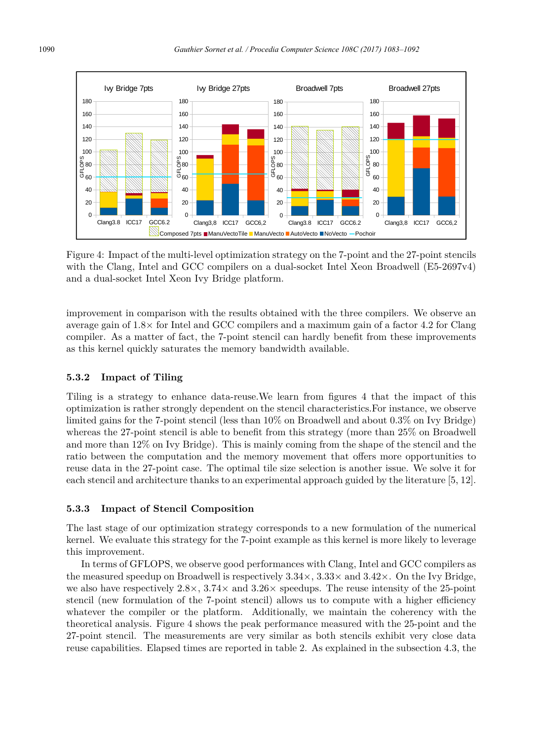Figure 4: Impact of the multi-level optimization strategy on the 7-point and the 27-point stencils with the Clang, Intel and GCC compilers on a dual-socket Intel Xeon Broadwell (E5-2697v4) and a dual-socket Intel Xeon Ivy Bridge platform.

improvement in comparison with the results obtained with the three compilers. We observe an average gain of 1.8× for Intel and GCC compilers and a maximum gain of a factor 4.2 for Clang compiler. As a matter of fact, the 7-point stencil can hardly benefit from these improvements as this kernel quickly saturates the memory bandwidth available.

### 5.3.2 Impact of Tiling

Tiling is a strategy to enhance data-reuse.We learn from figures 4 that the impact of this optimization is rather strongly dependent on the stencil characteristics.For instance, we observe limited gains for the 7-point stencil (less than 10% on Broadwell and about 0.3% on Ivy Bridge) whereas the 27-point stencil is able to benefit from this strategy (more than 25% on Broadwell and more than 12% on Ivy Bridge). This is mainly coming from the shape of the stencil and the ratio between the computation and the memory movement that offers more opportunities to reuse data in the 27-point case. The optimal tile size selection is another issue. We solve it for each stencil and architecture thanks to an experimental approach guided by the literature [5, 12].

### 5.3.3 Impact of Stencil Composition

The last stage of our optimization strategy corresponds to a new formulation of the numerical kernel. We evaluate this strategy for the 7-point example as this kernel is more likely to leverage this improvement.

In terms of GFLOPS, we observe good performances with Clang, Intel and GCC compilers as the measured speedup on Broadwell is respectively 3.34×, 3.33× and 3.42×. On the Ivy Bridge, we also have respectively 2.8×, 3.74× and 3.26× speedups. The reuse intensity of the 25-point stencil (new formulation of the 7-point stencil) allows us to compute with a higher efficiency whatever the compiler or the platform. Additionally, we maintain the coherency with the theoretical analysis. Figure 4 shows the peak performance measured with the 25-point and the 27-point stencil. The measurements are very similar as both stencils exhibit very close data reuse capabilities. Elapsed times are reported in table 2. As explained in the subsection 4.3, the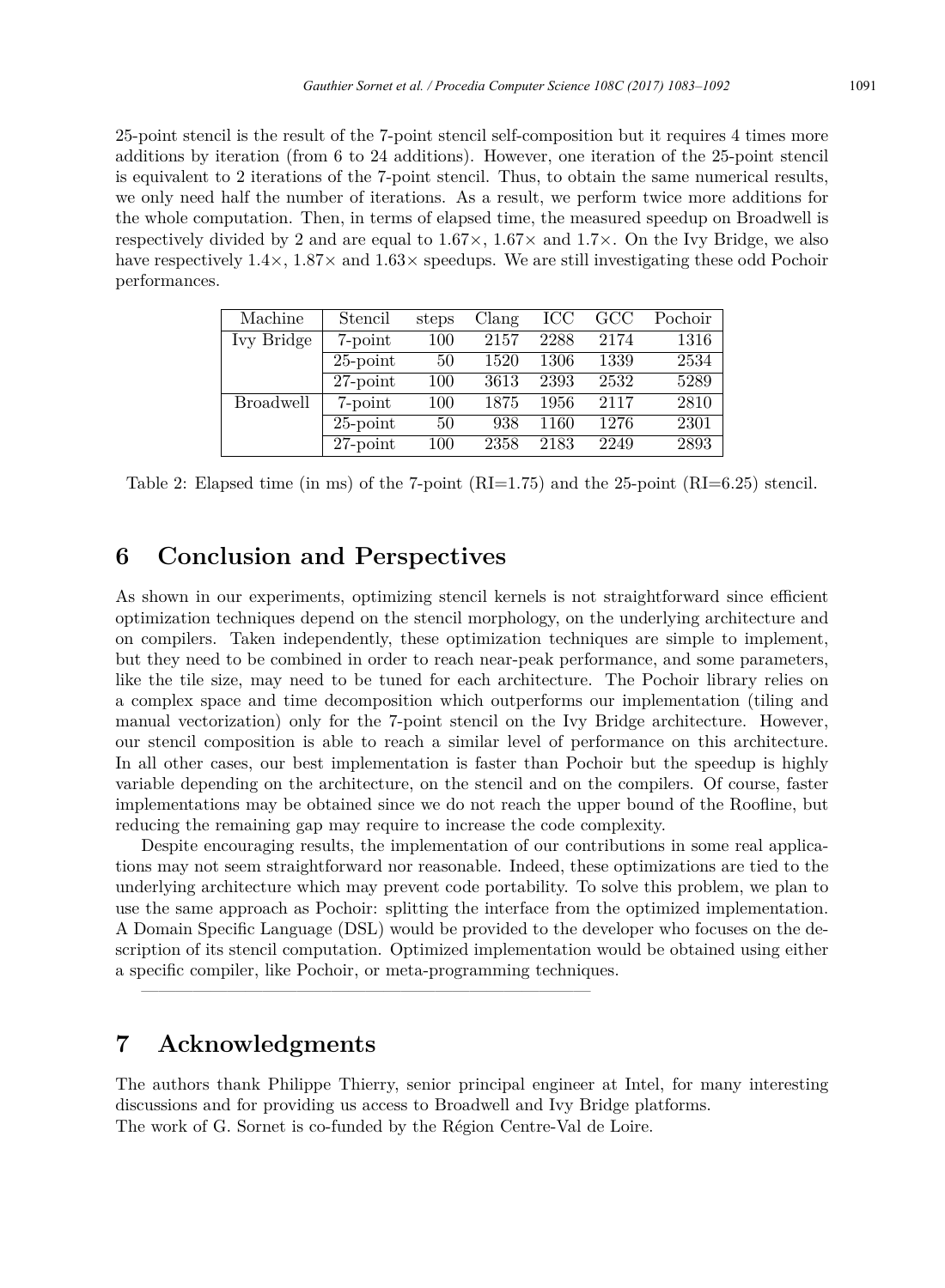25-point stencil is the result of the 7-point stencil self-composition but it requires 4 times more additions by iteration (from 6 to 24 additions). However, one iteration of the 25-point stencil is equivalent to 2 iterations of the 7-point stencil. Thus, to obtain the same numerical results, we only need half the number of iterations. As a result, we perform twice more additions for the whole computation. Then, in terms of elapsed time, the measured speedup on Broadwell is respectively divided by 2 and are equal to 1.67×, 1.67× and 1.7×. On the Ivy Bridge, we also have respectively 1.4×, 1.87× and 1.63× speedups. We are still investigating these odd Pochoir performances.

| Machine | Stencil | steps | Clang | ICC | GCC | Pochoir |
|---|---|---|---|---|---|---|
| Ivy Bridge | 7-point | 100 | 2157 | 2288 | 2174 | 1316 |
| | 25-point | 50 | 1520 | 1306 | 1339 | 2534 |
| | 27-point | 100 | 3613 | 2393 | 2532 | 5289 |
| Broadwell | 7-point | 100 | 1875 | 1956 | 2117 | 2810 |
| | 25-point | 50 | 938 | 1160 | 1276 | 2301 |
| | 27-point | 100 | 2358 | 2183 | 2249 | 2893 |

Table 2: Elapsed time (in ms) of the 7-point (RI=1.75) and the 25-point (RI=6.25) stencil.

## 6 Conclusion and Perspectives

As shown in our experiments, optimizing stencil kernels is not straightforward since efficient optimization techniques depend on the stencil morphology, on the underlying architecture and on compilers. Taken independently, these optimization techniques are simple to implement, but they need to be combined in order to reach near-peak performance, and some parameters, like the tile size, may need to be tuned for each architecture. The Pochoir library relies on a complex space and time decomposition which outperforms our implementation (tiling and manual vectorization) only for the 7-point stencil on the Ivy Bridge architecture. However, our stencil composition is able to reach a similar level of performance on this architecture. In all other cases, our best implementation is faster than Pochoir but the speedup is highly variable depending on the architecture, on the stencil and on the compilers. Of course, faster implementations may be obtained since we do not reach the upper bound of the Roofline, but reducing the remaining gap may require to increase the code complexity.

Despite encouraging results, the implementation of our contributions in some real applications may not seem straightforward nor reasonable. Indeed, these optimizations are tied to the underlying architecture which may prevent code portability. To solve this problem, we plan to use the same approach as Pochoir: splitting the interface from the optimized implementation. A Domain Specific Language (DSL) would be provided to the developer who focuses on the description of its stencil computation. Optimized implementation would be obtained using either a specific compiler, like Pochoir, or meta-programming techniques.

## 7 Acknowledgments

The authors thank Philippe Thierry, senior principal engineer at Intel, for many interesting discussions and for providing us access to Broadwell and Ivy Bridge platforms.
The work of G. Sornet is co-funded by the Région Centre-Val de Loire.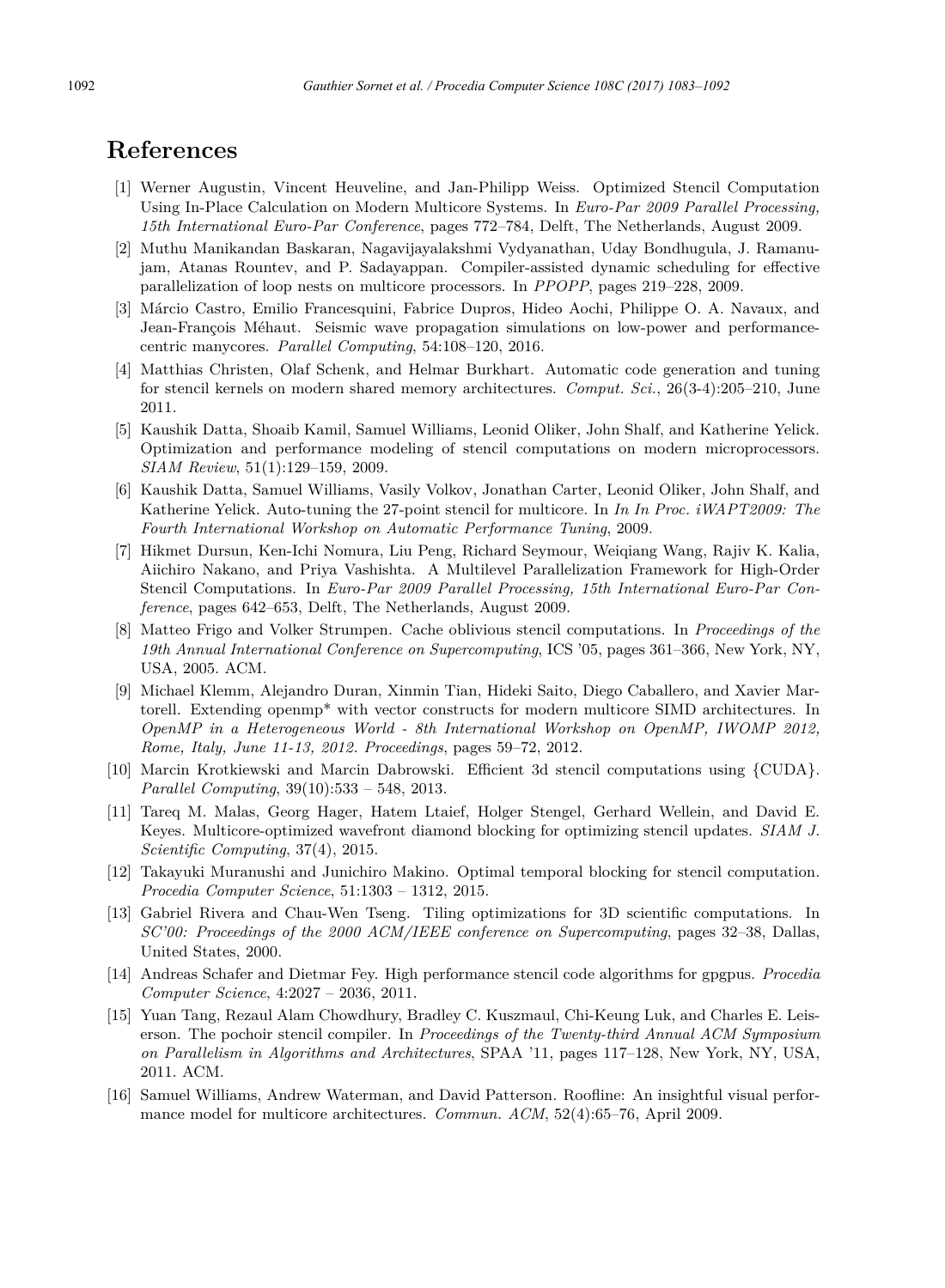## References

[1] Werner Augustin, Vincent Heuveline, and Jan-Philipp Weiss. Optimized Stencil Computation Using In-Place Calculation on Modern Multicore Systems. In *Euro-Par 2009 Parallel Processing, 15th International Euro-Par Conference*, pages 772–784, Delft, The Netherlands, August 2009.

[2] Muthu Manikandan Baskaran, Nagavijayalakshmi Vydyanathan, Uday Bondhugula, J. Ramanujam, Atanas Rountev, and P. Sadayappan. Compiler-assisted dynamic scheduling for effective parallelization of loop nests on multicore processors. In *PPOPP*, pages 219–228, 2009.

[3] Márcio Castro, Emilio Francesquini, Fabrice Dupros, Hideo Aochi, Philippe O. A. Navaux, and Jean-François Méhaut. Seismic wave propagation simulations on low-power and performance-centric manycores. *Parallel Computing*, 54:108–120, 2016.

[4] Matthias Christen, Olaf Schenk, and Helmar Burkhart. Automatic code generation and tuning for stencil kernels on modern shared memory architectures. *Comput. Sci.*, 26(3-4):205–210, June 2011.

[5] Kaushik Datta, Shoaib Kamil, Samuel Williams, Leonid Oliker, John Shalf, and Katherine Yelick. Optimization and performance modeling of stencil computations on modern microprocessors. *SIAM Review*, 51(1):129–159, 2009.

[6] Kaushik Datta, Samuel Williams, Vasily Volkov, Jonathan Carter, Leonid Oliker, John Shalf, and Katherine Yelick. Auto-tuning the 27-point stencil for multicore. In *In In Proc. iWAPT2009: The Fourth International Workshop on Automatic Performance Tuning*, 2009.

[7] Hikmet Dursun, Ken-Ichi Nomura, Liu Peng, Richard Seymour, Weiqiang Wang, Rajiv K. Kalia, Aiichiro Nakano, and Priya Vashishta. A Multilevel Parallelization Framework for High-Order Stencil Computations. In *Euro-Par 2009 Parallel Processing, 15th International Euro-Par Conference*, pages 642–653, Delft, The Netherlands, August 2009.

[8] Matteo Frigo and Volker Strumpen. Cache oblivious stencil computations. In *Proceedings of the 19th Annual International Conference on Supercomputing*, ICS '05, pages 361–366, New York, NY, USA, 2005. ACM.

[9] Michael Klemm, Alejandro Duran, Xinmin Tian, Hideki Saito, Diego Caballero, and Xavier Martorell. Extending openmp* with vector constructs for modern multicore SIMD architectures. In *OpenMP in a Heterogeneous World - 8th International Workshop on OpenMP, IWOMP 2012, Rome, Italy, June 11-13, 2012. Proceedings*, pages 59–72, 2012.

[10] Marcin Krotkiewski and Marcin Dabrowski. Efficient 3d stencil computations using {CUDA}. *Parallel Computing*, 39(10):533 – 548, 2013.

[11] Tareq M. Malas, Georg Hager, Hatem Ltaief, Holger Stengel, Gerhard Wellein, and David E. Keyes. Multicore-optimized wavefront diamond blocking for optimizing stencil updates. *SIAM J. Scientific Computing*, 37(4), 2015.

[12] Takayuki Muranushi and Junichiro Makino. Optimal temporal blocking for stencil computation. *Procedia Computer Science*, 51:1303 – 1312, 2015.

[13] Gabriel Rivera and Chau-Wen Tseng. Tiling optimizations for 3D scientific computations. In *SC'00: Proceedings of the 2000 ACM/IEEE conference on Supercomputing*, pages 32–38, Dallas, United States, 2000.

[14] Andreas Schafer and Dietmar Fey. High performance stencil code algorithms for gpgpus. *Procedia Computer Science*, 4:2027 – 2036, 2011.

[15] Yuan Tang, Rezaul Alam Chowdhury, Bradley C. Kuszmaul, Chi-Keung Luk, and Charles E. Leiserson. The pochoir stencil compiler. In *Proceedings of the Twenty-third Annual ACM Symposium on Parallelism in Algorithms and Architectures*, SPAA '11, pages 117–128, New York, NY, USA, 2011. ACM.

[16] Samuel Williams, Andrew Waterman, and David Patterson. Roofline: An insightful visual performance model for multicore architectures. *Commun. ACM*, 52(4):65–76, April 2009.